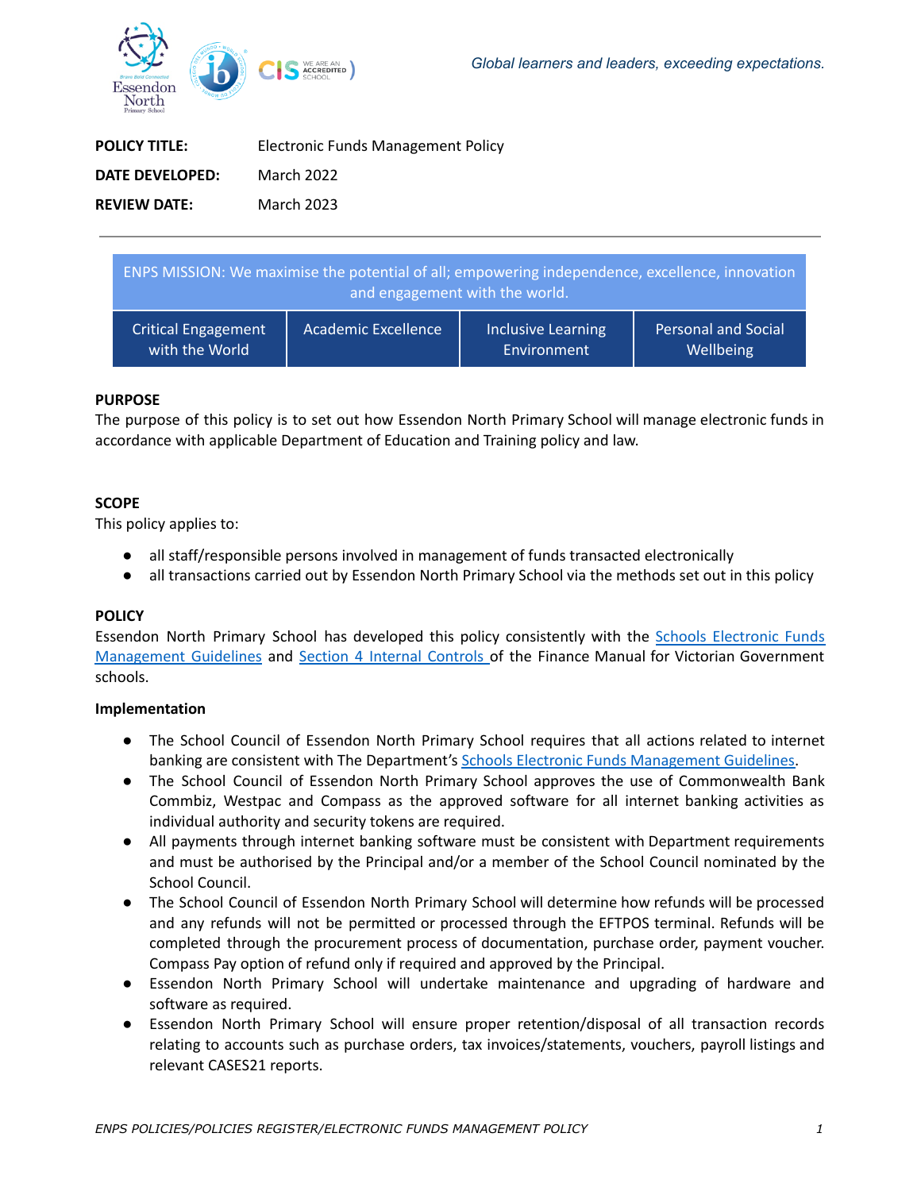Global learners and leaders, exceeding expectations.

| | |
|---|---|
| **POLICY TITLE:** | Electronic Funds Management Policy |
| **DATE DEVELOPED:** | March 2022 |
| **REVIEW DATE:** | March 2023 |

---

| ENPS MISSION: We maximise the potential of all; empowering independence, excellence, innovation and engagement with the world. | | | |
|---|---|---|---|
| Critical Engagement with the World | Academic Excellence | Inclusive Learning Environment | Personal and Social Wellbeing |

**PURPOSE**

The purpose of this policy is to set out how Essendon North Primary School will manage electronic funds in accordance with applicable Department of Education and Training policy and law.

**SCOPE**

This policy applies to:

- all staff/responsible persons involved in management of funds transacted electronically
- all transactions carried out by Essendon North Primary School via the methods set out in this policy

**POLICY**

Essendon North Primary School has developed this policy consistently with the Schools Electronic Funds Management Guidelines and Section 4 Internal Controls of the Finance Manual for Victorian Government schools.

**Implementation**

- The School Council of Essendon North Primary School requires that all actions related to internet banking are consistent with The Department's Schools Electronic Funds Management Guidelines.
- The School Council of Essendon North Primary School approves the use of Commonwealth Bank Commbiz, Westpac and Compass as the approved software for all internet banking activities as individual authority and security tokens are required.
- All payments through internet banking software must be consistent with Department requirements and must be authorised by the Principal and/or a member of the School Council nominated by the School Council.
- The School Council of Essendon North Primary School will determine how refunds will be processed and any refunds will not be permitted or processed through the EFTPOS terminal. Refunds will be completed through the procurement process of documentation, purchase order, payment voucher. Compass Pay option of refund only if required and approved by the Principal.
- Essendon North Primary School will undertake maintenance and upgrading of hardware and software as required.
- Essendon North Primary School will ensure proper retention/disposal of all transaction records relating to accounts such as purchase orders, tax invoices/statements, vouchers, payroll listings and relevant CASES21 reports.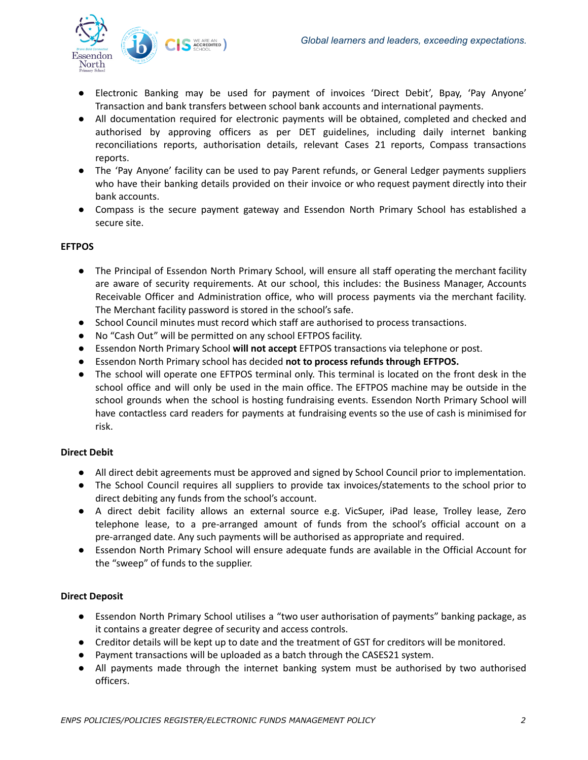- Electronic Banking may be used for payment of invoices 'Direct Debit', Bpay, 'Pay Anyone' Transaction and bank transfers between school bank accounts and international payments.
- All documentation required for electronic payments will be obtained, completed and checked and authorised by approving officers as per DET guidelines, including daily internet banking reconciliations reports, authorisation details, relevant Cases 21 reports, Compass transactions reports.
- The 'Pay Anyone' facility can be used to pay Parent refunds, or General Ledger payments suppliers who have their banking details provided on their invoice or who request payment directly into their bank accounts.
- Compass is the secure payment gateway and Essendon North Primary School has established a secure site.

**EFTPOS**

- The Principal of Essendon North Primary School, will ensure all staff operating the merchant facility are aware of security requirements. At our school, this includes: the Business Manager, Accounts Receivable Officer and Administration office, who will process payments via the merchant facility. The Merchant facility password is stored in the school's safe.
- School Council minutes must record which staff are authorised to process transactions.
- No "Cash Out" will be permitted on any school EFTPOS facility.
- Essendon North Primary School **will not accept** EFTPOS transactions via telephone or post.
- Essendon North Primary school has decided **not to process refunds through EFTPOS.**
- The school will operate one EFTPOS terminal only. This terminal is located on the front desk in the school office and will only be used in the main office. The EFTPOS machine may be outside in the school grounds when the school is hosting fundraising events. Essendon North Primary School will have contactless card readers for payments at fundraising events so the use of cash is minimised for risk.

**Direct Debit**

- All direct debit agreements must be approved and signed by School Council prior to implementation.
- The School Council requires all suppliers to provide tax invoices/statements to the school prior to direct debiting any funds from the school's account.
- A direct debit facility allows an external source e.g. VicSuper, iPad lease, Trolley lease, Zero telephone lease, to a pre-arranged amount of funds from the school's official account on a pre-arranged date. Any such payments will be authorised as appropriate and required.
- Essendon North Primary School will ensure adequate funds are available in the Official Account for the "sweep" of funds to the supplier.

**Direct Deposit**

- Essendon North Primary School utilises a "two user authorisation of payments" banking package, as it contains a greater degree of security and access controls.
- Creditor details will be kept up to date and the treatment of GST for creditors will be monitored.
- Payment transactions will be uploaded as a batch through the CASES21 system.
- All payments made through the internet banking system must be authorised by two authorised officers.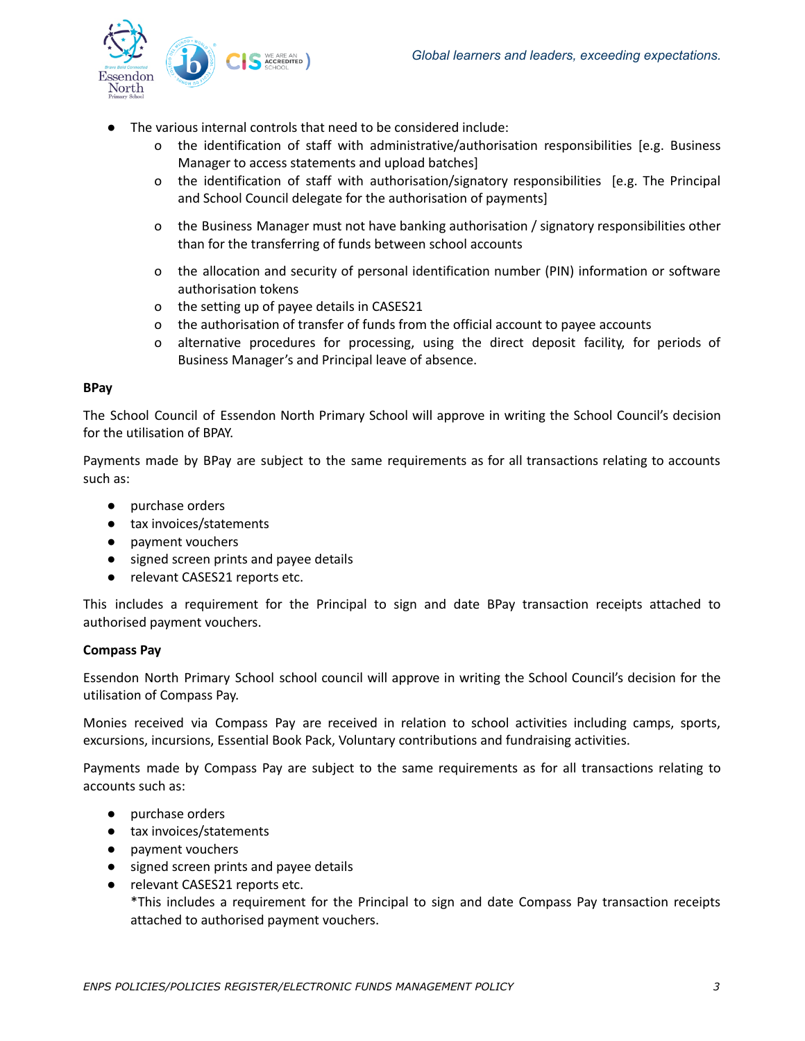- The various internal controls that need to be considered include:
  - the identification of staff with administrative/authorisation responsibilities [e.g. Business Manager to access statements and upload batches]
  - the identification of staff with authorisation/signatory responsibilities [e.g. The Principal and School Council delegate for the authorisation of payments]
  - the Business Manager must not have banking authorisation / signatory responsibilities other than for the transferring of funds between school accounts
  - the allocation and security of personal identification number (PIN) information or software authorisation tokens
  - the setting up of payee details in CASES21
  - the authorisation of transfer of funds from the official account to payee accounts
  - alternative procedures for processing, using the direct deposit facility, for periods of Business Manager's and Principal leave of absence.

**BPay**

The School Council of Essendon North Primary School will approve in writing the School Council's decision for the utilisation of BPAY.

Payments made by BPay are subject to the same requirements as for all transactions relating to accounts such as:

- purchase orders
- tax invoices/statements
- payment vouchers
- signed screen prints and payee details
- relevant CASES21 reports etc.

This includes a requirement for the Principal to sign and date BPay transaction receipts attached to authorised payment vouchers.

**Compass Pay**

Essendon North Primary School school council will approve in writing the School Council's decision for the utilisation of Compass Pay.

Monies received via Compass Pay are received in relation to school activities including camps, sports, excursions, incursions, Essential Book Pack, Voluntary contributions and fundraising activities.

Payments made by Compass Pay are subject to the same requirements as for all transactions relating to accounts such as:

- purchase orders
- tax invoices/statements
- payment vouchers
- signed screen prints and payee details
- relevant CASES21 reports etc.
  *This includes a requirement for the Principal to sign and date Compass Pay transaction receipts attached to authorised payment vouchers.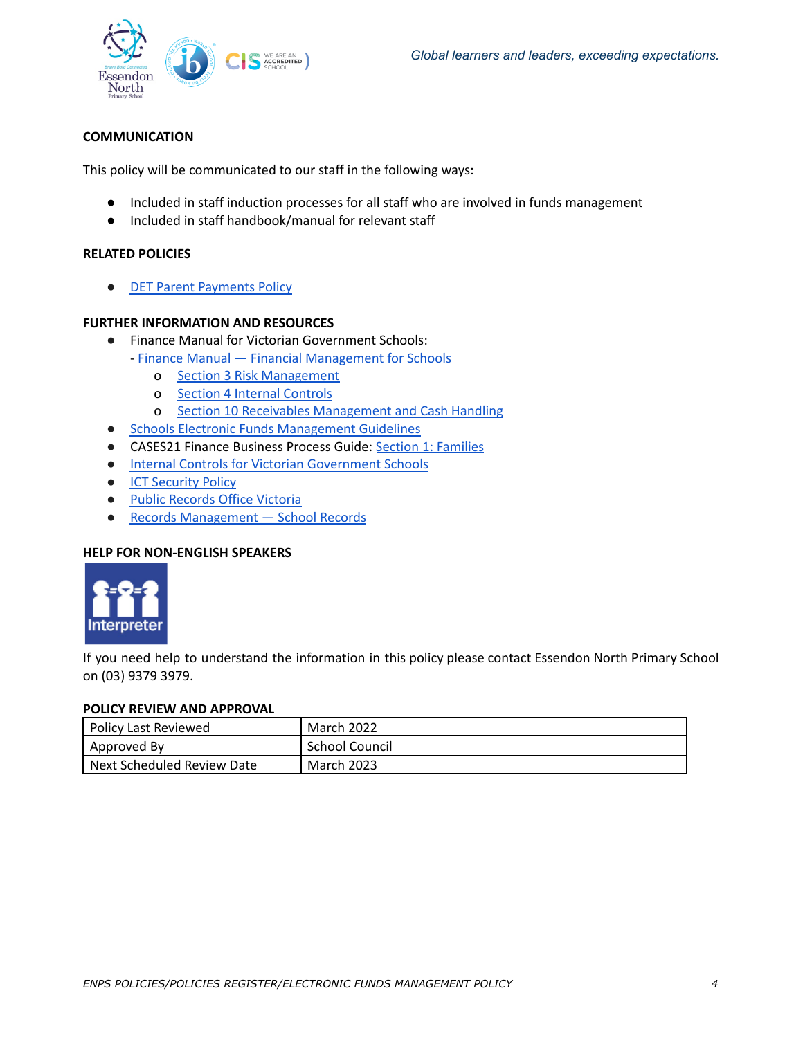## COMMUNICATION

This policy will be communicated to our staff in the following ways:

- Included in staff induction processes for all staff who are involved in funds management
- Included in staff handbook/manual for relevant staff

## RELATED POLICIES

- DET Parent Payments Policy

## FURTHER INFORMATION AND RESOURCES

- Finance Manual for Victorian Government Schools:
  - Finance Manual — Financial Management for Schools
    - Section 3 Risk Management
    - Section 4 Internal Controls
    - Section 10 Receivables Management and Cash Handling
- Schools Electronic Funds Management Guidelines
- CASES21 Finance Business Process Guide: Section 1: Families
- Internal Controls for Victorian Government Schools
- ICT Security Policy
- Public Records Office Victoria
- Records Management — School Records

## HELP FOR NON-ENGLISH SPEAKERS

Interpreter

If you need help to understand the information in this policy please contact Essendon North Primary School on (03) 9379 3979.

## POLICY REVIEW AND APPROVAL

| | |
|---|---|
| Policy Last Reviewed | March 2022 |
| Approved By | School Council |
| Next Scheduled Review Date | March 2023 |